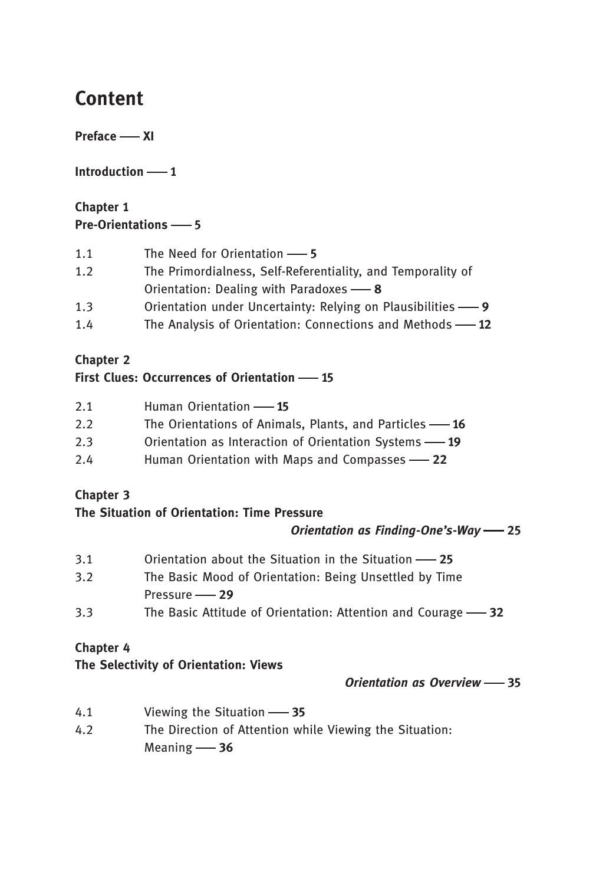# Content

**Preface —— XI**

**Introduction —— 1**

**Chapter 1**
**Pre-Orientations —— 5**

1.1 The Need for Orientation —— **5**
1.2 The Primordialness, Self-Referentiality, and Temporality of Orientation: Dealing with Paradoxes —— **8**
1.3 Orientation under Uncertainty: Relying on Plausibilities —— **9**
1.4 The Analysis of Orientation: Connections and Methods —— **12**

**Chapter 2**
**First Clues: Occurrences of Orientation —— 15**

2.1 Human Orientation —— **15**
2.2 The Orientations of Animals, Plants, and Particles —— **16**
2.3 Orientation as Interaction of Orientation Systems —— **19**
2.4 Human Orientation with Maps and Compasses —— **22**

**Chapter 3**
**The Situation of Orientation: Time Pressure**
***Orientation as Finding-One's-Way* —— 25**

3.1 Orientation about the Situation in the Situation —— **25**
3.2 The Basic Mood of Orientation: Being Unsettled by Time Pressure —— **29**
3.3 The Basic Attitude of Orientation: Attention and Courage —— **32**

**Chapter 4**
**The Selectivity of Orientation: Views**
***Orientation as Overview* —— 35**

4.1 Viewing the Situation —— **35**
4.2 The Direction of Attention while Viewing the Situation: Meaning —— **36**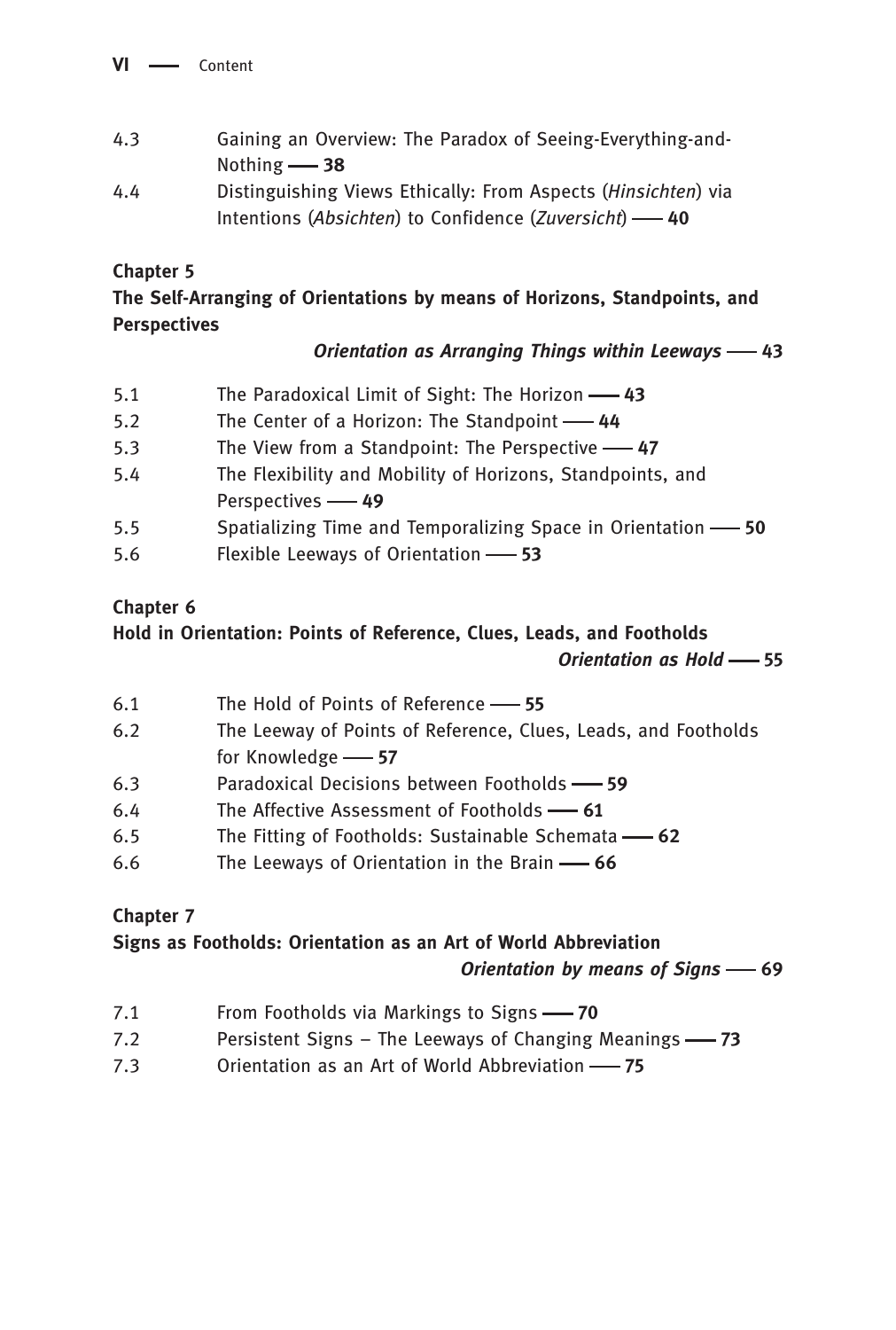4.3 Gaining an Overview: The Paradox of Seeing-Everything-and-Nothing —— **38**

4.4 Distinguishing Views Ethically: From Aspects (*Hinsichten*) via Intentions (*Absichten*) to Confidence (*Zuversicht*) —— **40**

**Chapter 5**
**The Self-Arranging of Orientations by means of Horizons, Standpoints, and Perspectives**
***Orientation as Arranging Things within Leeways* —— 43**

5.1 The Paradoxical Limit of Sight: The Horizon —— **43**

5.2 The Center of a Horizon: The Standpoint —— **44**

5.3 The View from a Standpoint: The Perspective —— **47**

5.4 The Flexibility and Mobility of Horizons, Standpoints, and Perspectives —— **49**

5.5 Spatializing Time and Temporalizing Space in Orientation —— **50**

5.6 Flexible Leeways of Orientation —— **53**

**Chapter 6**
**Hold in Orientation: Points of Reference, Clues, Leads, and Footholds**
***Orientation as Hold* —— 55**

6.1 The Hold of Points of Reference —— **55**

6.2 The Leeway of Points of Reference, Clues, Leads, and Footholds for Knowledge —— **57**

6.3 Paradoxical Decisions between Footholds —— **59**

6.4 The Affective Assessment of Footholds —— **61**

6.5 The Fitting of Footholds: Sustainable Schemata —— **62**

6.6 The Leeways of Orientation in the Brain —— **66**

**Chapter 7**
**Signs as Footholds: Orientation as an Art of World Abbreviation**
***Orientation by means of Signs* —— 69**

7.1 From Footholds via Markings to Signs —— **70**

7.2 Persistent Signs – The Leeways of Changing Meanings —— **73**

7.3 Orientation as an Art of World Abbreviation —— **75**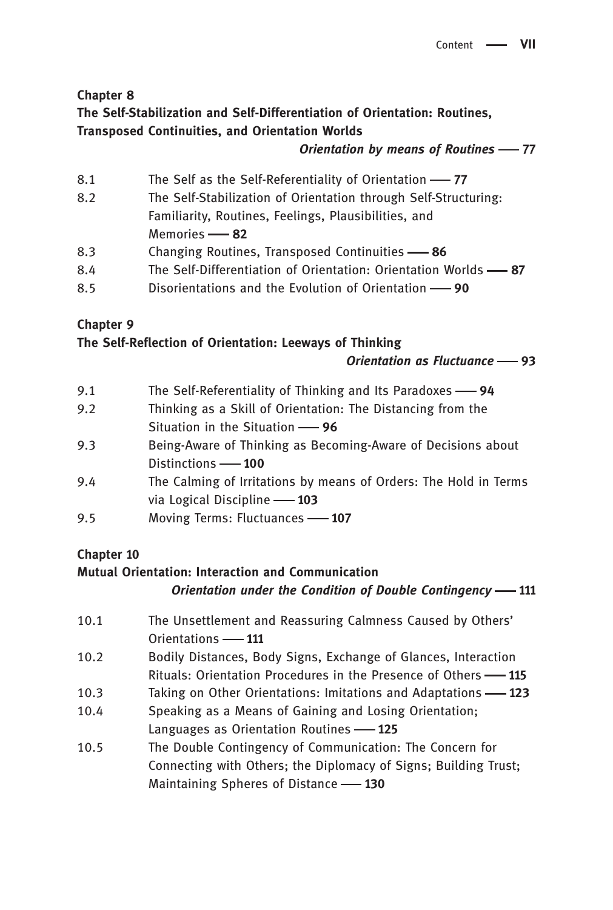**Chapter 8**
**The Self-Stabilization and Self-Differentiation of Orientation: Routines, Transposed Continuities, and Orientation Worlds**
***Orientation by means of Routines* — 77**

8.1 The Self as the Self-Referentiality of Orientation — **77**
8.2 The Self-Stabilization of Orientation through Self-Structuring: Familiarity, Routines, Feelings, Plausibilities, and Memories — **82**
8.3 Changing Routines, Transposed Continuities — **86**
8.4 The Self-Differentiation of Orientation: Orientation Worlds — **87**
8.5 Disorientations and the Evolution of Orientation — **90**

**Chapter 9**
**The Self-Reflection of Orientation: Leeways of Thinking**
***Orientation as Fluctuance* — 93**

9.1 The Self-Referentiality of Thinking and Its Paradoxes — **94**
9.2 Thinking as a Skill of Orientation: The Distancing from the Situation in the Situation — **96**
9.3 Being-Aware of Thinking as Becoming-Aware of Decisions about Distinctions — **100**
9.4 The Calming of Irritations by means of Orders: The Hold in Terms via Logical Discipline — **103**
9.5 Moving Terms: Fluctuances — **107**

**Chapter 10**
**Mutual Orientation: Interaction and Communication**
***Orientation under the Condition of Double Contingency* — 111**

10.1 The Unsettlement and Reassuring Calmness Caused by Others' Orientations — **111**
10.2 Bodily Distances, Body Signs, Exchange of Glances, Interaction Rituals: Orientation Procedures in the Presence of Others — **115**
10.3 Taking on Other Orientations: Imitations and Adaptations — **123**
10.4 Speaking as a Means of Gaining and Losing Orientation; Languages as Orientation Routines — **125**
10.5 The Double Contingency of Communication: The Concern for Connecting with Others; the Diplomacy of Signs; Building Trust; Maintaining Spheres of Distance — **130**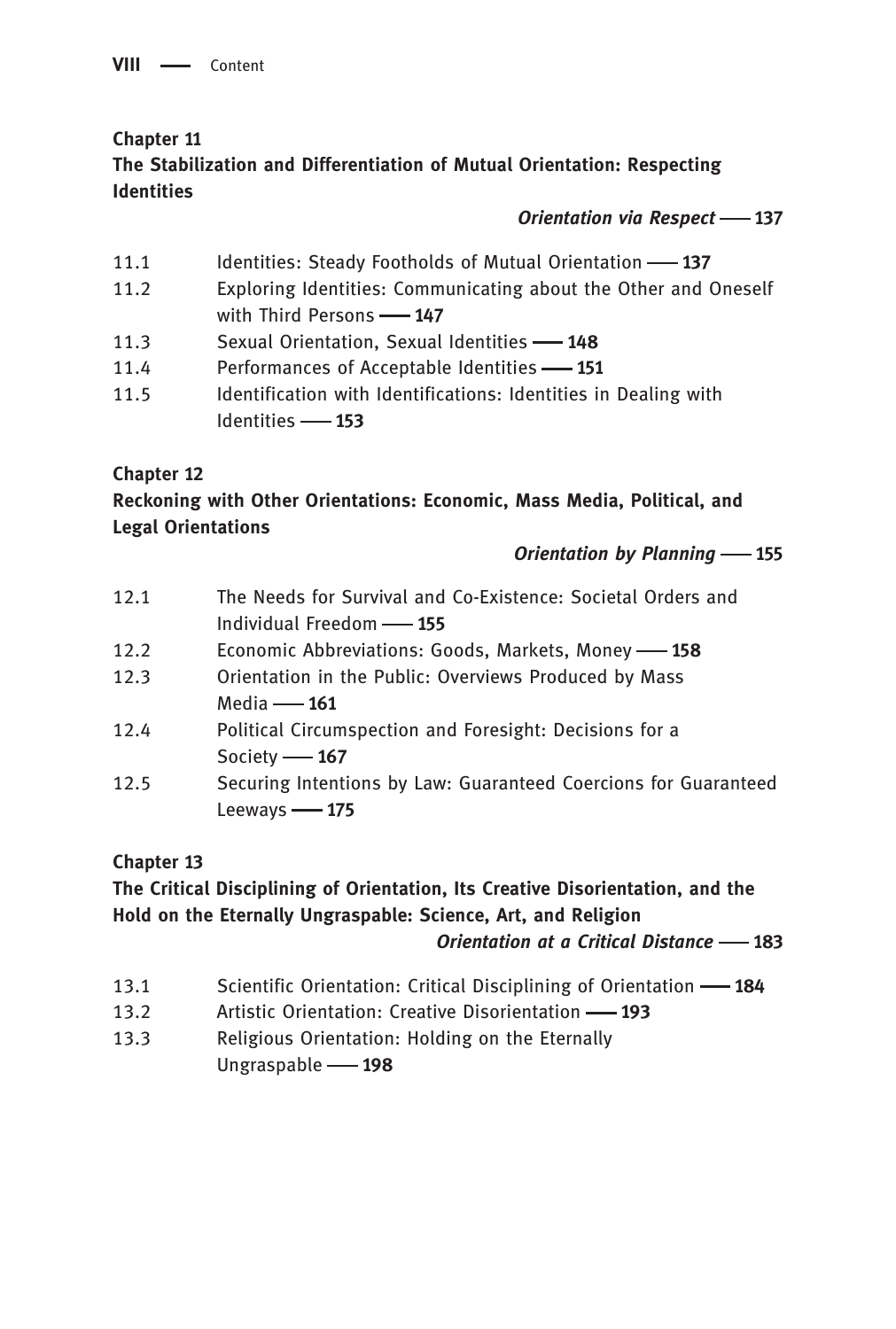**Chapter 11**
**The Stabilization and Differentiation of Mutual Orientation: Respecting Identities**

***Orientation via Respect* —— 137**

11.1 Identities: Steady Footholds of Mutual Orientation —— **137**
11.2 Exploring Identities: Communicating about the Other and Oneself with Third Persons —— **147**
11.3 Sexual Orientation, Sexual Identities —— **148**
11.4 Performances of Acceptable Identities —— **151**
11.5 Identification with Identifications: Identities in Dealing with Identities —— **153**

**Chapter 12**
**Reckoning with Other Orientations: Economic, Mass Media, Political, and Legal Orientations**

***Orientation by Planning* —— 155**

12.1 The Needs for Survival and Co-Existence: Societal Orders and Individual Freedom —— **155**
12.2 Economic Abbreviations: Goods, Markets, Money —— **158**
12.3 Orientation in the Public: Overviews Produced by Mass Media —— **161**
12.4 Political Circumspection and Foresight: Decisions for a Society —— **167**
12.5 Securing Intentions by Law: Guaranteed Coercions for Guaranteed Leeways —— **175**

**Chapter 13**
**The Critical Disciplining of Orientation, Its Creative Disorientation, and the Hold on the Eternally Ungraspable: Science, Art, and Religion**

***Orientation at a Critical Distance* —— 183**

13.1 Scientific Orientation: Critical Disciplining of Orientation —— **184**
13.2 Artistic Orientation: Creative Disorientation —— **193**
13.3 Religious Orientation: Holding on the Eternally Ungraspable —— **198**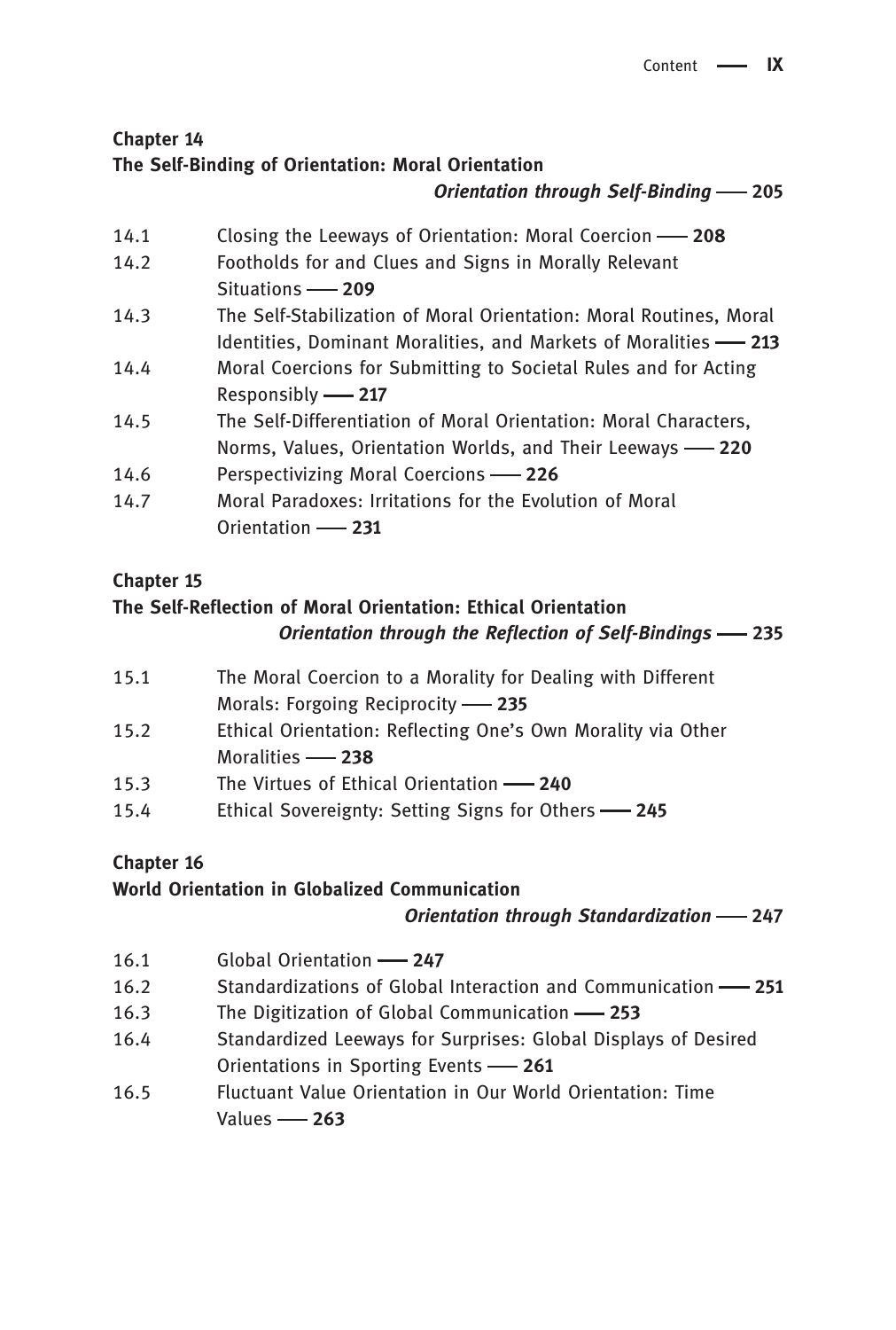**Chapter 14**
**The Self-Binding of Orientation: Moral Orientation**
***Orientation through Self-Binding*** — 205

14.1 Closing the Leeways of Orientation: Moral Coercion — **208**
14.2 Footholds for and Clues and Signs in Morally Relevant Situations — **209**
14.3 The Self-Stabilization of Moral Orientation: Moral Routines, Moral Identities, Dominant Moralities, and Markets of Moralities — **213**
14.4 Moral Coercions for Submitting to Societal Rules and for Acting Responsibly — **217**
14.5 The Self-Differentiation of Moral Orientation: Moral Characters, Norms, Values, Orientation Worlds, and Their Leeways — **220**
14.6 Perspectivizing Moral Coercions — **226**
14.7 Moral Paradoxes: Irritations for the Evolution of Moral Orientation — **231**

**Chapter 15**
**The Self-Reflection of Moral Orientation: Ethical Orientation**
***Orientation through the Reflection of Self-Bindings*** — 235

15.1 The Moral Coercion to a Morality for Dealing with Different Morals: Forgoing Reciprocity — **235**
15.2 Ethical Orientation: Reflecting One's Own Morality via Other Moralities — **238**
15.3 The Virtues of Ethical Orientation — **240**
15.4 Ethical Sovereignty: Setting Signs for Others — **245**

**Chapter 16**
**World Orientation in Globalized Communication**
***Orientation through Standardization*** — 247

16.1 Global Orientation — **247**
16.2 Standardizations of Global Interaction and Communication — **251**
16.3 The Digitization of Global Communication — **253**
16.4 Standardized Leeways for Surprises: Global Displays of Desired Orientations in Sporting Events — **261**
16.5 Fluctuant Value Orientation in Our World Orientation: Time Values — **263**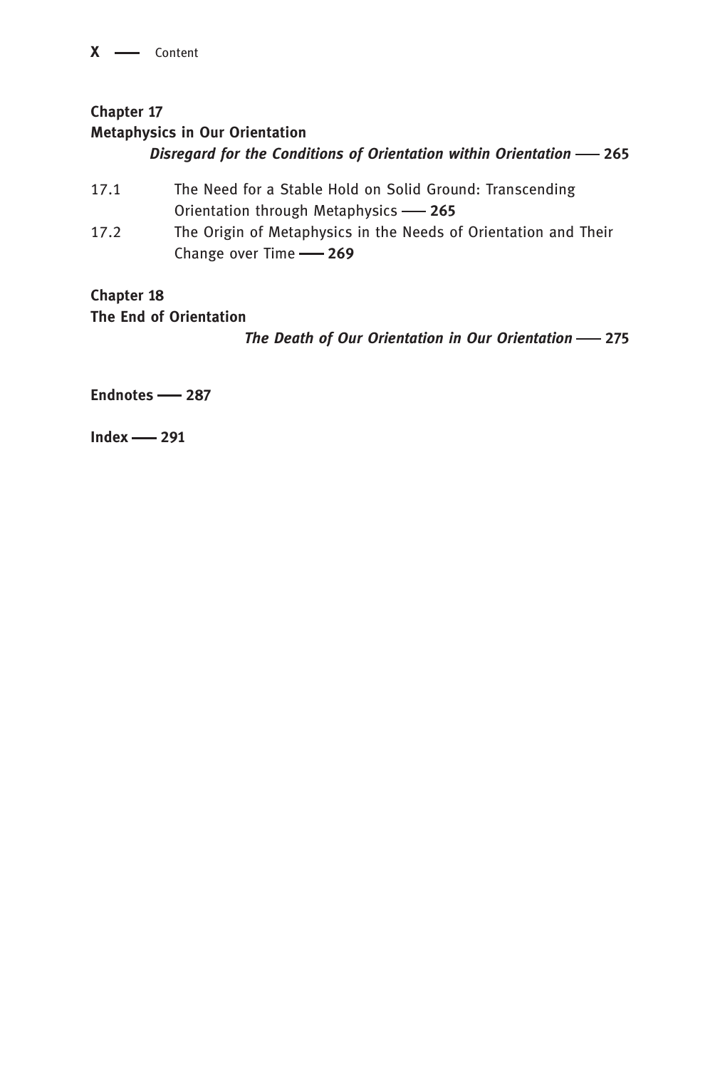**Chapter 17**
**Metaphysics in Our Orientation**
***Disregard for the Conditions of Orientation within Orientation* — 265**

17.1 The Need for a Stable Hold on Solid Ground: Transcending Orientation through Metaphysics — **265**

17.2 The Origin of Metaphysics in the Needs of Orientation and Their Change over Time — **269**

**Chapter 18**
**The End of Orientation**
***The Death of Our Orientation in Our Orientation* — 275**

**Endnotes — 287**

**Index — 291**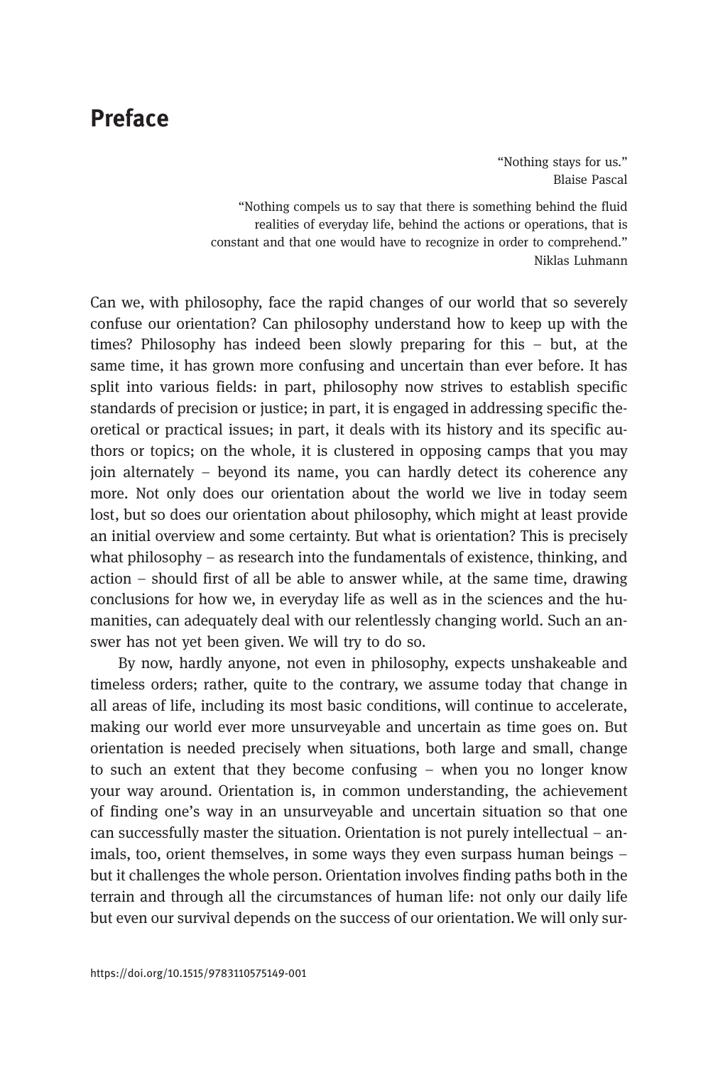# Preface

> "Nothing stays for us."
> Blaise Pascal

> "Nothing compels us to say that there is something behind the fluid realities of everyday life, behind the actions or operations, that is constant and that one would have to recognize in order to comprehend."
> Niklas Luhmann

Can we, with philosophy, face the rapid changes of our world that so severely confuse our orientation? Can philosophy understand how to keep up with the times? Philosophy has indeed been slowly preparing for this – but, at the same time, it has grown more confusing and uncertain than ever before. It has split into various fields: in part, philosophy now strives to establish specific standards of precision or justice; in part, it is engaged in addressing specific theoretical or practical issues; in part, it deals with its history and its specific authors or topics; on the whole, it is clustered in opposing camps that you may join alternately – beyond its name, you can hardly detect its coherence any more. Not only does our orientation about the world we live in today seem lost, but so does our orientation about philosophy, which might at least provide an initial overview and some certainty. But what is orientation? This is precisely what philosophy – as research into the fundamentals of existence, thinking, and action – should first of all be able to answer while, at the same time, drawing conclusions for how we, in everyday life as well as in the sciences and the humanities, can adequately deal with our relentlessly changing world. Such an answer has not yet been given. We will try to do so.

By now, hardly anyone, not even in philosophy, expects unshakeable and timeless orders; rather, quite to the contrary, we assume today that change in all areas of life, including its most basic conditions, will continue to accelerate, making our world ever more unsurveyable and uncertain as time goes on. But orientation is needed precisely when situations, both large and small, change to such an extent that they become confusing – when you no longer know your way around. Orientation is, in common understanding, the achievement of finding one's way in an unsurveyable and uncertain situation so that one can successfully master the situation. Orientation is not purely intellectual – animals, too, orient themselves, in some ways they even surpass human beings – but it challenges the whole person. Orientation involves finding paths both in the terrain and through all the circumstances of human life: not only our daily life but even our survival depends on the success of our orientation. We will only sur-

https://doi.org/10.1515/9783110575149-001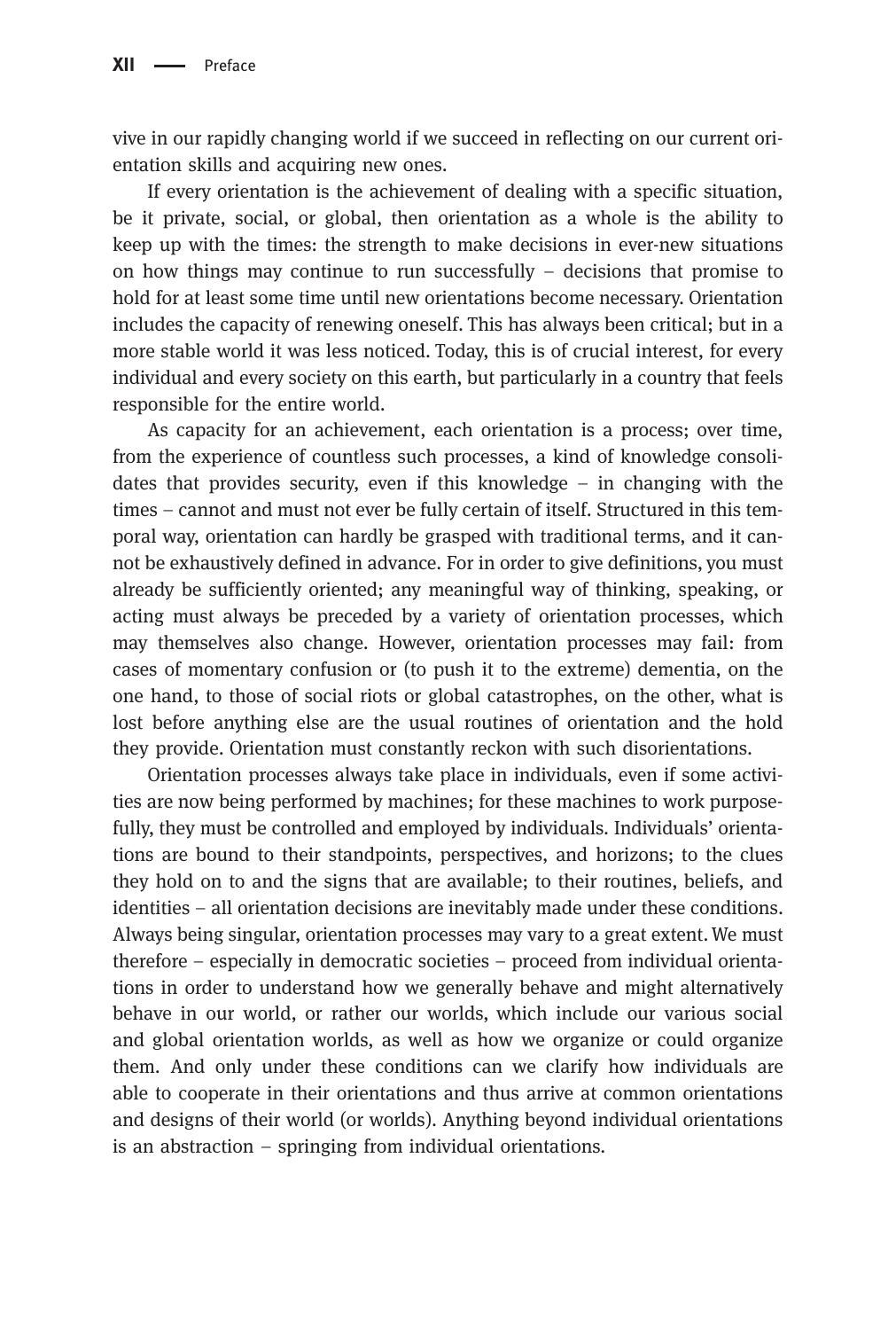vive in our rapidly changing world if we succeed in reflecting on our current orientation skills and acquiring new ones.

If every orientation is the achievement of dealing with a specific situation, be it private, social, or global, then orientation as a whole is the ability to keep up with the times: the strength to make decisions in ever-new situations on how things may continue to run successfully – decisions that promise to hold for at least some time until new orientations become necessary. Orientation includes the capacity of renewing oneself. This has always been critical; but in a more stable world it was less noticed. Today, this is of crucial interest, for every individual and every society on this earth, but particularly in a country that feels responsible for the entire world.

As capacity for an achievement, each orientation is a process; over time, from the experience of countless such processes, a kind of knowledge consolidates that provides security, even if this knowledge – in changing with the times – cannot and must not ever be fully certain of itself. Structured in this temporal way, orientation can hardly be grasped with traditional terms, and it cannot be exhaustively defined in advance. For in order to give definitions, you must already be sufficiently oriented; any meaningful way of thinking, speaking, or acting must always be preceded by a variety of orientation processes, which may themselves also change. However, orientation processes may fail: from cases of momentary confusion or (to push it to the extreme) dementia, on the one hand, to those of social riots or global catastrophes, on the other, what is lost before anything else are the usual routines of orientation and the hold they provide. Orientation must constantly reckon with such disorientations.

Orientation processes always take place in individuals, even if some activities are now being performed by machines; for these machines to work purposefully, they must be controlled and employed by individuals. Individuals' orientations are bound to their standpoints, perspectives, and horizons; to the clues they hold on to and the signs that are available; to their routines, beliefs, and identities – all orientation decisions are inevitably made under these conditions. Always being singular, orientation processes may vary to a great extent. We must therefore – especially in democratic societies – proceed from individual orientations in order to understand how we generally behave and might alternatively behave in our world, or rather our worlds, which include our various social and global orientation worlds, as well as how we organize or could organize them. And only under these conditions can we clarify how individuals are able to cooperate in their orientations and thus arrive at common orientations and designs of their world (or worlds). Anything beyond individual orientations is an abstraction – springing from individual orientations.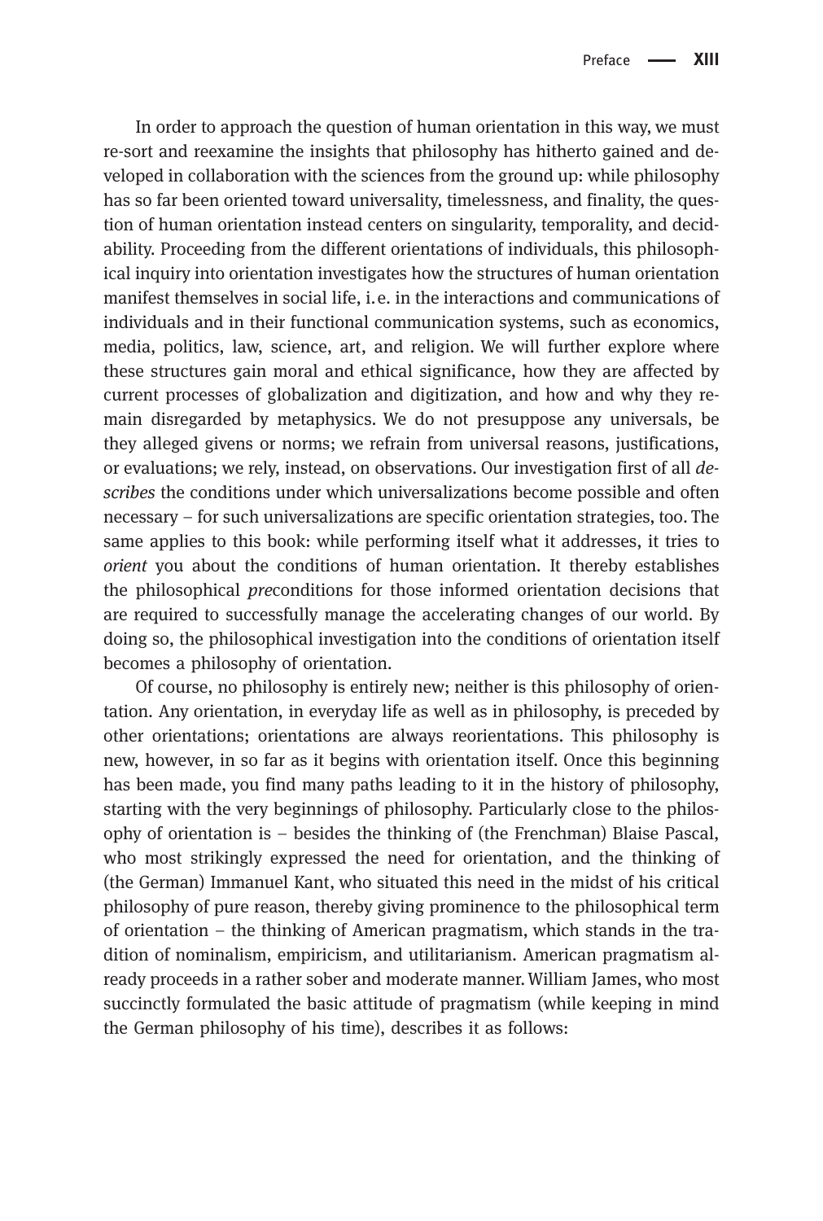In order to approach the question of human orientation in this way, we must re-sort and reexamine the insights that philosophy has hitherto gained and developed in collaboration with the sciences from the ground up: while philosophy has so far been oriented toward universality, timelessness, and finality, the question of human orientation instead centers on singularity, temporality, and decidability. Proceeding from the different orientations of individuals, this philosophical inquiry into orientation investigates how the structures of human orientation manifest themselves in social life, i. e. in the interactions and communications of individuals and in their functional communication systems, such as economics, media, politics, law, science, art, and religion. We will further explore where these structures gain moral and ethical significance, how they are affected by current processes of globalization and digitization, and how and why they remain disregarded by metaphysics. We do not presuppose any universals, be they alleged givens or norms; we refrain from universal reasons, justifications, or evaluations; we rely, instead, on observations. Our investigation first of all *describes* the conditions under which universalizations become possible and often necessary – for such universalizations are specific orientation strategies, too. The same applies to this book: while performing itself what it addresses, it tries to *orient* you about the conditions of human orientation. It thereby establishes the philosophical *pre*conditions for those informed orientation decisions that are required to successfully manage the accelerating changes of our world. By doing so, the philosophical investigation into the conditions of orientation itself becomes a philosophy of orientation.

Of course, no philosophy is entirely new; neither is this philosophy of orientation. Any orientation, in everyday life as well as in philosophy, is preceded by other orientations; orientations are always reorientations. This philosophy is new, however, in so far as it begins with orientation itself. Once this beginning has been made, you find many paths leading to it in the history of philosophy, starting with the very beginnings of philosophy. Particularly close to the philosophy of orientation is – besides the thinking of (the Frenchman) Blaise Pascal, who most strikingly expressed the need for orientation, and the thinking of (the German) Immanuel Kant, who situated this need in the midst of his critical philosophy of pure reason, thereby giving prominence to the philosophical term of orientation – the thinking of American pragmatism, which stands in the tradition of nominalism, empiricism, and utilitarianism. American pragmatism already proceeds in a rather sober and moderate manner. William James, who most succinctly formulated the basic attitude of pragmatism (while keeping in mind the German philosophy of his time), describes it as follows: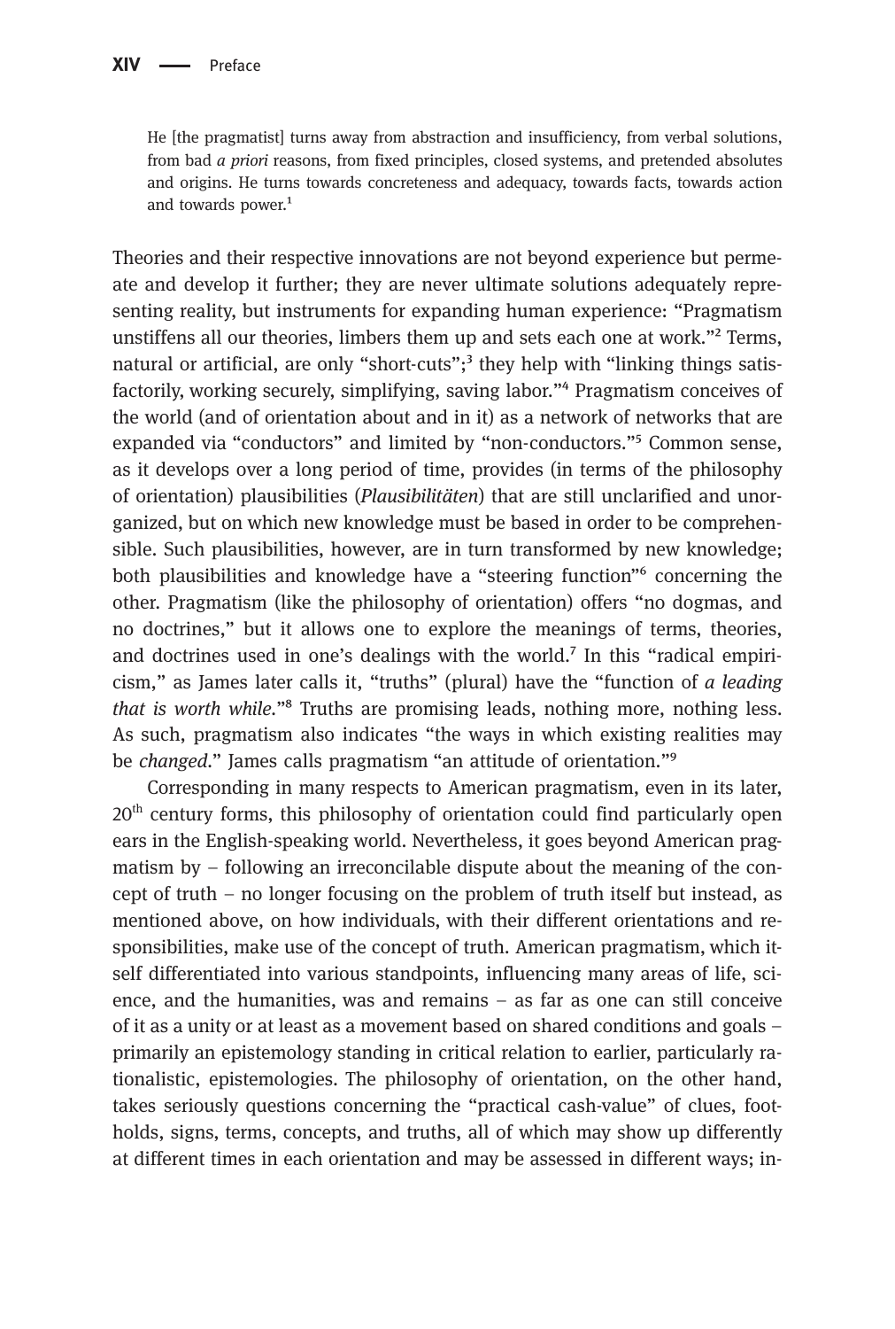> He [the pragmatist] turns away from abstraction and insufficiency, from verbal solutions, from bad *a priori* reasons, from fixed principles, closed systems, and pretended absolutes and origins. He turns towards concreteness and adequacy, towards facts, towards action and towards power.[1]

Theories and their respective innovations are not beyond experience but permeate and develop it further; they are never ultimate solutions adequately representing reality, but instruments for expanding human experience: "Pragmatism unstiffens all our theories, limbers them up and sets each one at work."[2] Terms, natural or artificial, are only "short-cuts";[3] they help with "linking things satisfactorily, working securely, simplifying, saving labor."[4] Pragmatism conceives of the world (and of orientation about and in it) as a network of networks that are expanded via "conductors" and limited by "non-conductors."[5] Common sense, as it develops over a long period of time, provides (in terms of the philosophy of orientation) plausibilities (*Plausibilitäten*) that are still unclarified and unorganized, but on which new knowledge must be based in order to be comprehensible. Such plausibilities, however, are in turn transformed by new knowledge; both plausibilities and knowledge have a "steering function"[6] concerning the other. Pragmatism (like the philosophy of orientation) offers "no dogmas, and no doctrines," but it allows one to explore the meanings of terms, theories, and doctrines used in one's dealings with the world.[7] In this "radical empiricism," as James later calls it, "truths" (plural) have the "function of *a leading that is worth while*."[8] Truths are promising leads, nothing more, nothing less. As such, pragmatism also indicates "the ways in which existing realities may be *changed*." James calls pragmatism "an attitude of orientation."[9]

Corresponding in many respects to American pragmatism, even in its later, 20th century forms, this philosophy of orientation could find particularly open ears in the English-speaking world. Nevertheless, it goes beyond American pragmatism by – following an irreconcilable dispute about the meaning of the concept of truth – no longer focusing on the problem of truth itself but instead, as mentioned above, on how individuals, with their different orientations and responsibilities, make use of the concept of truth. American pragmatism, which itself differentiated into various standpoints, influencing many areas of life, science, and the humanities, was and remains – as far as one can still conceive of it as a unity or at least as a movement based on shared conditions and goals – primarily an epistemology standing in critical relation to earlier, particularly rationalistic, epistemologies. The philosophy of orientation, on the other hand, takes seriously questions concerning the "practical cash-value" of clues, footholds, signs, terms, concepts, and truths, all of which may show up differently at different times in each orientation and may be assessed in different ways; in-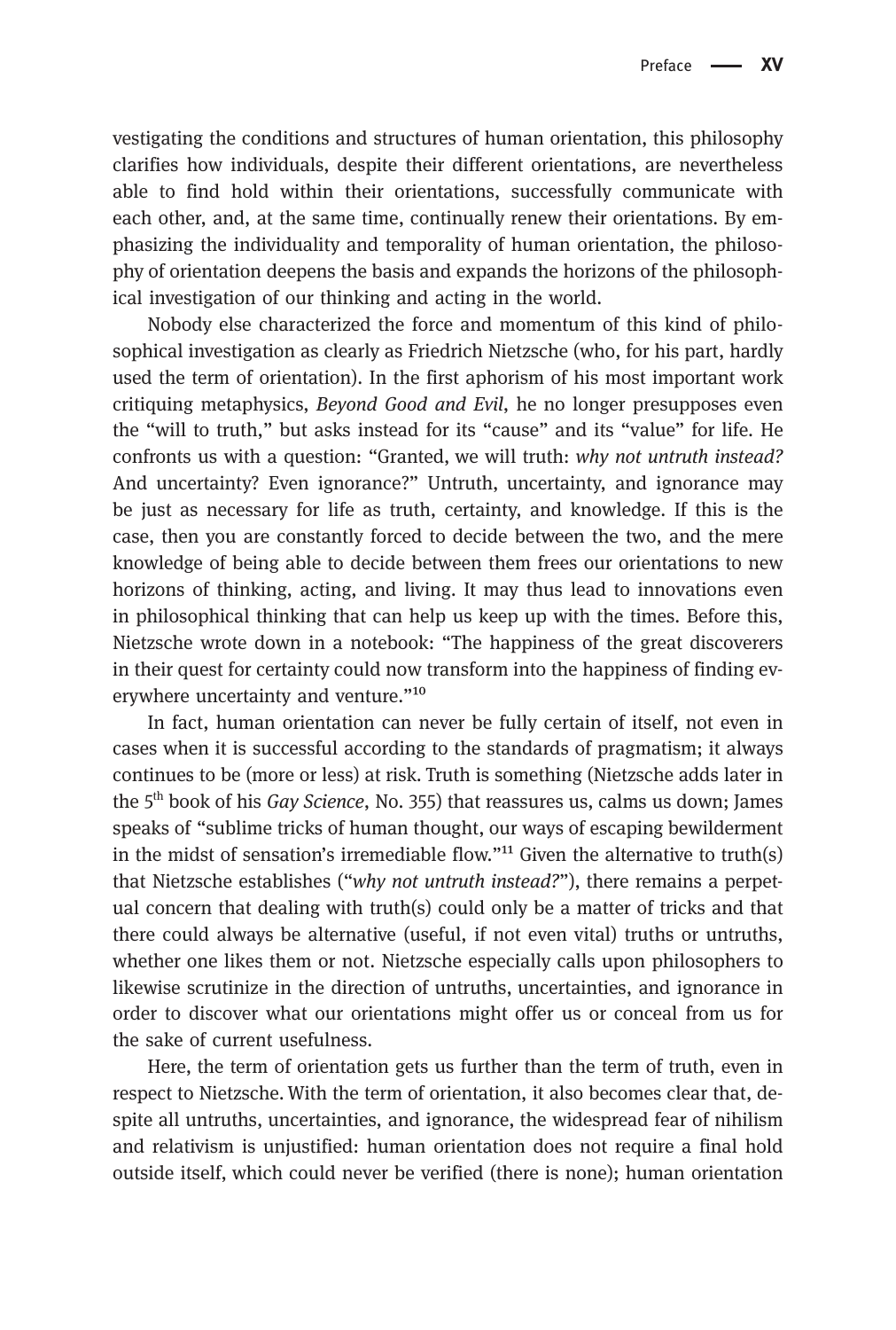vestigating the conditions and structures of human orientation, this philosophy clarifies how individuals, despite their different orientations, are nevertheless able to find hold within their orientations, successfully communicate with each other, and, at the same time, continually renew their orientations. By emphasizing the individuality and temporality of human orientation, the philosophy of orientation deepens the basis and expands the horizons of the philosophical investigation of our thinking and acting in the world.

Nobody else characterized the force and momentum of this kind of philosophical investigation as clearly as Friedrich Nietzsche (who, for his part, hardly used the term of orientation). In the first aphorism of his most important work critiquing metaphysics, *Beyond Good and Evil*, he no longer presupposes even the "will to truth," but asks instead for its "cause" and its "value" for life. He confronts us with a question: "Granted, we will truth: *why not untruth instead?* And uncertainty? Even ignorance?" Untruth, uncertainty, and ignorance may be just as necessary for life as truth, certainty, and knowledge. If this is the case, then you are constantly forced to decide between the two, and the mere knowledge of being able to decide between them frees our orientations to new horizons of thinking, acting, and living. It may thus lead to innovations even in philosophical thinking that can help us keep up with the times. Before this, Nietzsche wrote down in a notebook: "The happiness of the great discoverers in their quest for certainty could now transform into the happiness of finding everywhere uncertainty and venture."[10]

In fact, human orientation can never be fully certain of itself, not even in cases when it is successful according to the standards of pragmatism; it always continues to be (more or less) at risk. Truth is something (Nietzsche adds later in the 5th book of his *Gay Science*, No. 355) that reassures us, calms us down; James speaks of "sublime tricks of human thought, our ways of escaping bewilderment in the midst of sensation's irremediable flow."[11] Given the alternative to truth(s) that Nietzsche establishes ("*why not untruth instead?*"), there remains a perpetual concern that dealing with truth(s) could only be a matter of tricks and that there could always be alternative (useful, if not even vital) truths or untruths, whether one likes them or not. Nietzsche especially calls upon philosophers to likewise scrutinize in the direction of untruths, uncertainties, and ignorance in order to discover what our orientations might offer us or conceal from us for the sake of current usefulness.

Here, the term of orientation gets us further than the term of truth, even in respect to Nietzsche. With the term of orientation, it also becomes clear that, despite all untruths, uncertainties, and ignorance, the widespread fear of nihilism and relativism is unjustified: human orientation does not require a final hold outside itself, which could never be verified (there is none); human orientation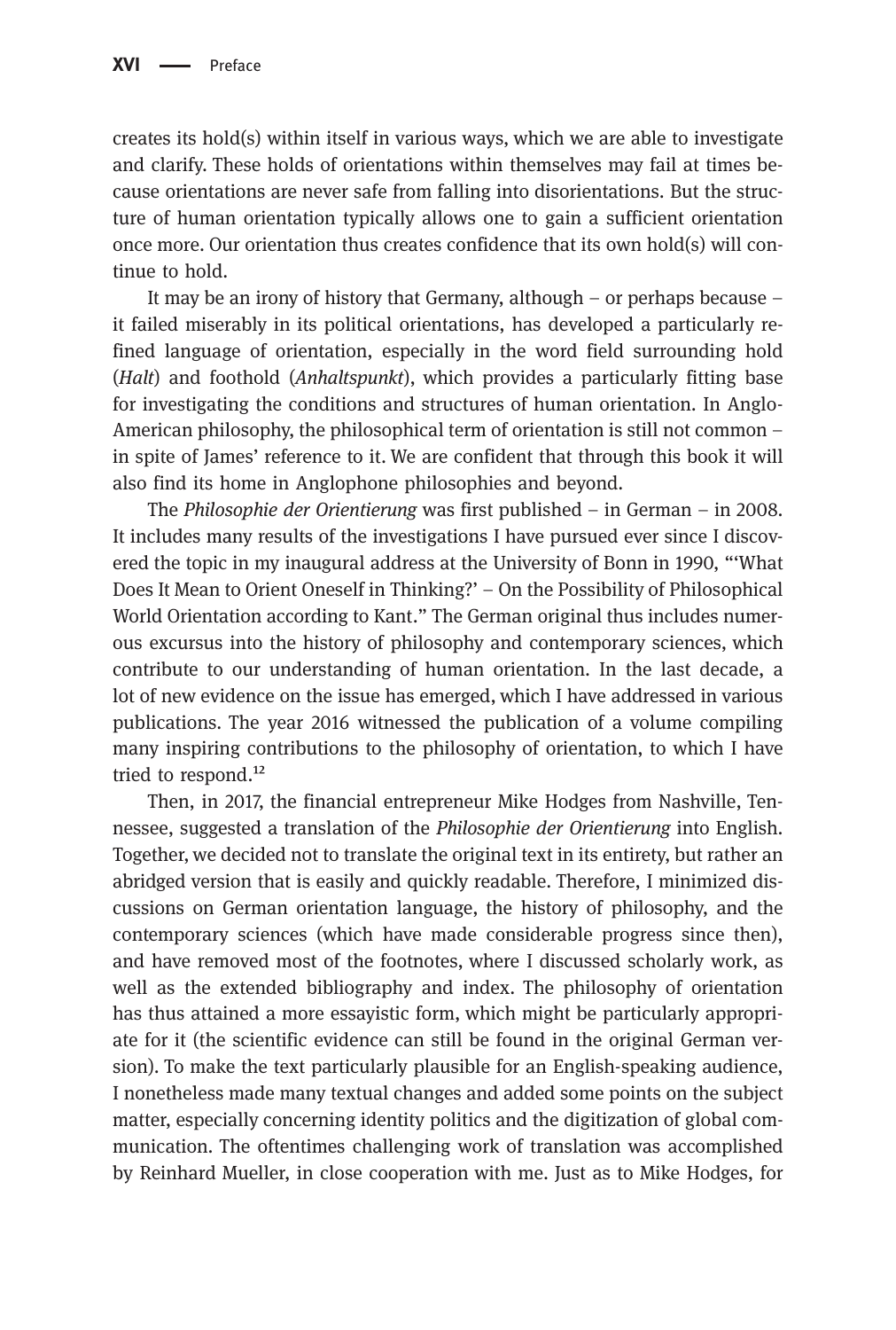creates its hold(s) within itself in various ways, which we are able to investigate and clarify. These holds of orientations within themselves may fail at times because orientations are never safe from falling into disorientations. But the structure of human orientation typically allows one to gain a sufficient orientation once more. Our orientation thus creates confidence that its own hold(s) will continue to hold.

It may be an irony of history that Germany, although – or perhaps because – it failed miserably in its political orientations, has developed a particularly refined language of orientation, especially in the word field surrounding hold (*Halt*) and foothold (*Anhaltspunkt*), which provides a particularly fitting base for investigating the conditions and structures of human orientation. In Anglo-American philosophy, the philosophical term of orientation is still not common – in spite of James' reference to it. We are confident that through this book it will also find its home in Anglophone philosophies and beyond.

The *Philosophie der Orientierung* was first published – in German – in 2008. It includes many results of the investigations I have pursued ever since I discovered the topic in my inaugural address at the University of Bonn in 1990, "'What Does It Mean to Orient Oneself in Thinking?' – On the Possibility of Philosophical World Orientation according to Kant." The German original thus includes numerous excursus into the history of philosophy and contemporary sciences, which contribute to our understanding of human orientation. In the last decade, a lot of new evidence on the issue has emerged, which I have addressed in various publications. The year 2016 witnessed the publication of a volume compiling many inspiring contributions to the philosophy of orientation, to which I have tried to respond.[12]

Then, in 2017, the financial entrepreneur Mike Hodges from Nashville, Tennessee, suggested a translation of the *Philosophie der Orientierung* into English. Together, we decided not to translate the original text in its entirety, but rather an abridged version that is easily and quickly readable. Therefore, I minimized discussions on German orientation language, the history of philosophy, and the contemporary sciences (which have made considerable progress since then), and have removed most of the footnotes, where I discussed scholarly work, as well as the extended bibliography and index. The philosophy of orientation has thus attained a more essayistic form, which might be particularly appropriate for it (the scientific evidence can still be found in the original German version). To make the text particularly plausible for an English-speaking audience, I nonetheless made many textual changes and added some points on the subject matter, especially concerning identity politics and the digitization of global communication. The oftentimes challenging work of translation was accomplished by Reinhard Mueller, in close cooperation with me. Just as to Mike Hodges, for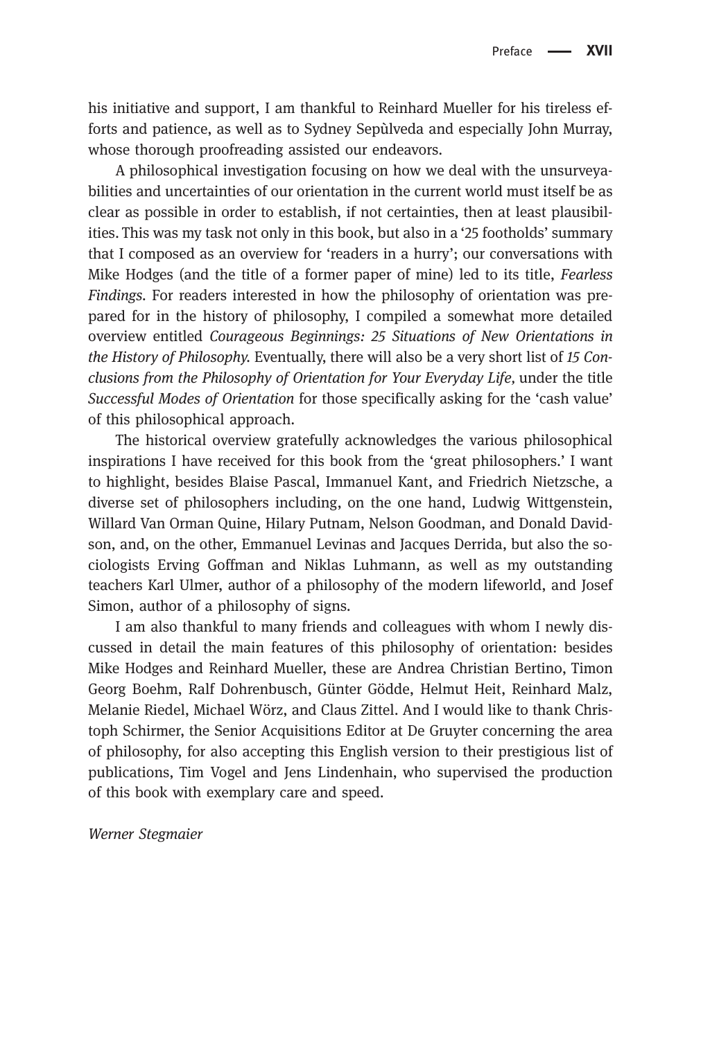his initiative and support, I am thankful to Reinhard Mueller for his tireless efforts and patience, as well as to Sydney Sepùlveda and especially John Murray, whose thorough proofreading assisted our endeavors.

A philosophical investigation focusing on how we deal with the unsurveyabilities and uncertainties of our orientation in the current world must itself be as clear as possible in order to establish, if not certainties, then at least plausibilities. This was my task not only in this book, but also in a '25 footholds' summary that I composed as an overview for 'readers in a hurry'; our conversations with Mike Hodges (and the title of a former paper of mine) led to its title, *Fearless Findings*. For readers interested in how the philosophy of orientation was prepared for in the history of philosophy, I compiled a somewhat more detailed overview entitled *Courageous Beginnings: 25 Situations of New Orientations in the History of Philosophy*. Eventually, there will also be a very short list of *15 Conclusions from the Philosophy of Orientation for Your Everyday Life*, under the title *Successful Modes of Orientation* for those specifically asking for the 'cash value' of this philosophical approach.

The historical overview gratefully acknowledges the various philosophical inspirations I have received for this book from the 'great philosophers.' I want to highlight, besides Blaise Pascal, Immanuel Kant, and Friedrich Nietzsche, a diverse set of philosophers including, on the one hand, Ludwig Wittgenstein, Willard Van Orman Quine, Hilary Putnam, Nelson Goodman, and Donald Davidson, and, on the other, Emmanuel Levinas and Jacques Derrida, but also the sociologists Erving Goffman and Niklas Luhmann, as well as my outstanding teachers Karl Ulmer, author of a philosophy of the modern lifeworld, and Josef Simon, author of a philosophy of signs.

I am also thankful to many friends and colleagues with whom I newly discussed in detail the main features of this philosophy of orientation: besides Mike Hodges and Reinhard Mueller, these are Andrea Christian Bertino, Timon Georg Boehm, Ralf Dohrenbusch, Günter Gödde, Helmut Heit, Reinhard Malz, Melanie Riedel, Michael Wörz, and Claus Zittel. And I would like to thank Christoph Schirmer, the Senior Acquisitions Editor at De Gruyter concerning the area of philosophy, for also accepting this English version to their prestigious list of publications, Tim Vogel and Jens Lindenhain, who supervised the production of this book with exemplary care and speed.

*Werner Stegmaier*